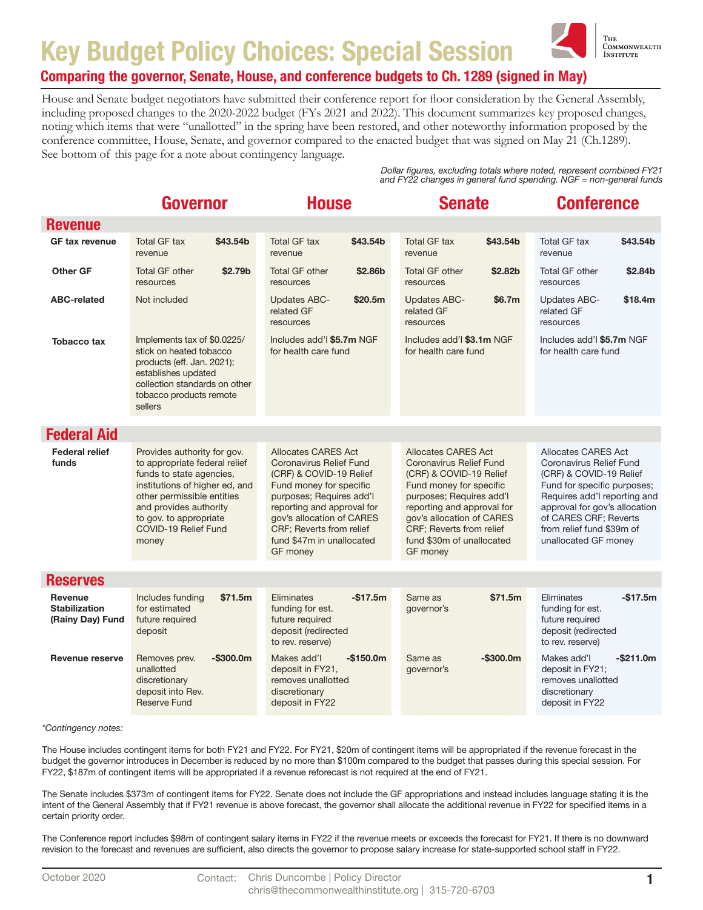# Key Budget Policy Choices: Special Session

## Comparing the governor, Senate, House, and conference budgets to Ch. 1289 (signed in May)

House and Senate budget negotiators have submitted their conference report for floor consideration by the General Assembly, including proposed changes to the 2020-2022 budget (FYs 2021 and 2022). This document summarizes key proposed changes, noting which items that were "unallotted" in the spring have been restored, and other noteworthy information proposed by the conference committee, House, Senate, and governor compared to the enacted budget that was signed on May 21 (Ch.1289). See bottom of this page for a note about contingency language.

*Dollar figures, excluding totals where noted, represent combined FY21 and FY22 changes in general fund spending. NGF = non-general funds*

| | Governor | | House | | Senate | | Conference | |
|---|---|---|---|---|---|---|---|---|
| **Revenue** | | | | | | | | |
| **GF tax revenue** | Total GF tax revenue | **$43.54b** | Total GF tax revenue | **$43.54b** | Total GF tax revenue | **$43.54b** | Total GF tax revenue | **$43.54b** |
| **Other GF** | Total GF other resources | **$2.79b** | Total GF other resources | **$2.86b** | Total GF other resources | **$2.82b** | Total GF other resources | **$2.84b** |
| **ABC-related** | Not included | | Updates ABC-related GF resources | **$20.5m** | Updates ABC-related GF resources | **$6.7m** | Updates ABC-related GF resources | **$18.4m** |
| **Tobacco tax** | Implements tax of $0.0225/stick on heated tobacco products (eff. Jan. 2021); establishes updated collection standards on other tobacco products remote sellers | | Includes add'l **$5.7m** NGF for health care fund | | Includes add'l **$3.1m** NGF for health care fund | | Includes add'l **$5.7m** NGF for health care fund | |
| **Federal Aid** | | | | | | | | |
| **Federal relief funds** | Provides authority for gov. to appropriate federal relief funds to state agencies, institutions of higher ed, and other permissible entities and provides authority to gov. to appropriate COVID-19 Relief Fund money | | Allocates CARES Act Coronavirus Relief Fund (CRF) & COVID-19 Relief Fund money for specific purposes; Requires add'l reporting and approval for gov's allocation of CARES CRF; Reverts from relief fund $47m in unallocated GF money | | Allocates CARES Act Coronavirus Relief Fund (CRF) & COVID-19 Relief Fund money for specific purposes; Requires add'l reporting and approval for gov's allocation of CARES CRF; Reverts from relief fund $30m of unallocated GF money | | Allocates CARES Act Coronavirus Relief Fund (CRF) & COVID-19 Relief Fund for specific purposes; Requires add'l reporting and approval for gov's allocation of CARES CRF; Reverts from relief fund $39m of unallocated GF money | |
| **Reserves** | | | | | | | | |
| **Revenue Stabilization (Rainy Day) Fund** | Includes funding for estimated future required deposit | **$71.5m** | Eliminates funding for est. future required deposit (redirected to rev. reserve) | **-$17.5m** | Same as governor's | **$71.5m** | Eliminates funding for est. future required deposit (redirected to rev. reserve) | **-$17.5m** |
| **Revenue reserve** | Removes prev. unallotted discretionary deposit into Rev. Reserve Fund | **-$300.0m** | Makes add'l deposit in FY21, removes unallotted discretionary deposit in FY22 | **-$150.0m** | Same as governor's | **-$300.0m** | Makes add'l deposit in FY21; removes unallotted discretionary deposit in FY22 | **-$211.0m** |

*\*Contingency notes:*

The House includes contingent items for both FY21 and FY22. For FY21, $20m of contingent items will be appropriated if the revenue forecast in the budget the governor introduces in December is reduced by no more than $100m compared to the budget that passes during this special session. For FY22, $187m of contingent items will be appropriated if a revenue reforecast is not required at the end of FY21.

The Senate includes $373m of contingent items for FY22. Senate does not include the GF appropriations and instead includes language stating it is the intent of the General Assembly that if FY21 revenue is above forecast, the governor shall allocate the additional revenue in FY22 for specified items in a certain priority order.

The Conference report includes $98m of contingent salary items in FY22 if the revenue meets or exceeds the forecast for FY21. If there is no downward revision to the forecast and revenues are sufficient, also directs the governor to propose salary increase for state-supported school staff in FY22.

October 2020 Contact: Chris Duncombe | Policy Director chris@thecommonwealthinstitute.org | 315-720-6703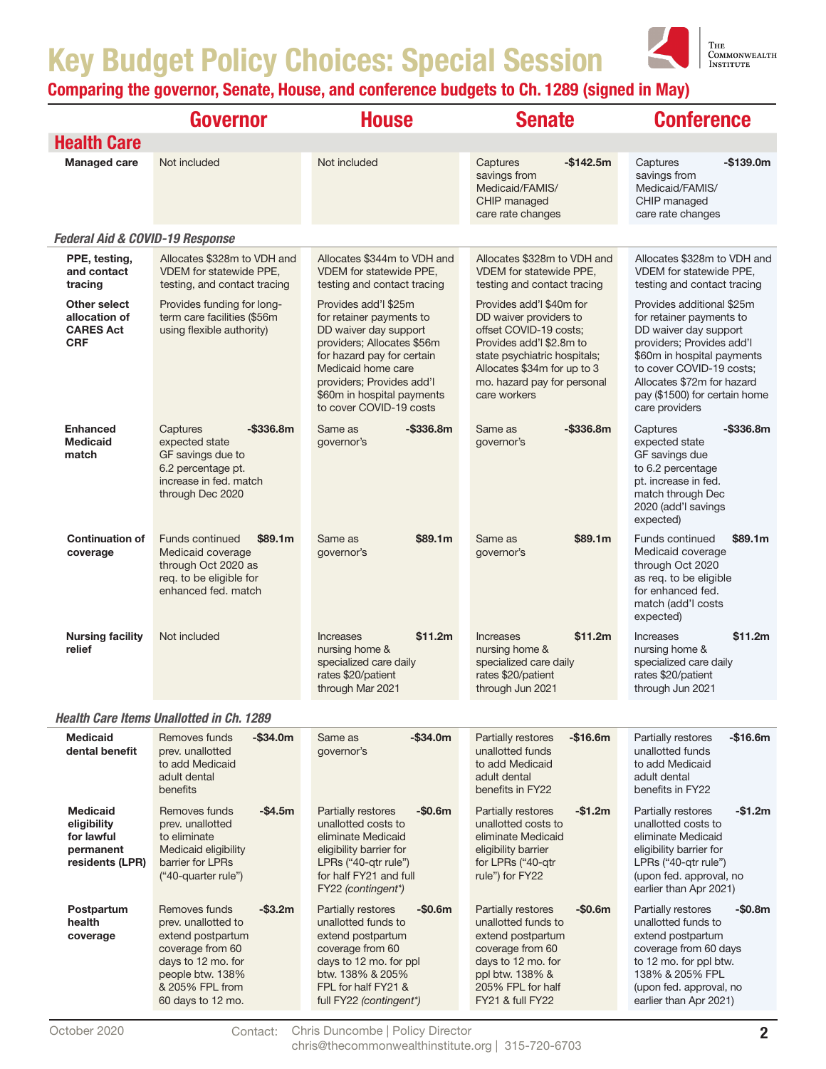# Key Budget Policy Choices: Special Session

**Comparing the governor, Senate, House, and conference budgets to Ch. 1289 (signed in May)**

| | Governor | House | Senate | Conference |
|---|---|---|---|---|
| **Health Care** | | | | |
| **Managed care** | Not included | Not included | Captures savings from Medicaid/FAMIS/CHIP managed care rate changes **-$142.5m** | Captures savings from Medicaid/FAMIS/CHIP managed care rate changes **-$139.0m** |
| ***Federal Aid & COVID-19 Response*** | | | | |
| **PPE, testing, and contact tracing** | Allocates $328m to VDH and VDEM for statewide PPE, testing, and contact tracing | Allocates $344m to VDH and VDEM for statewide PPE, testing and contact tracing | Allocates $328m to VDH and VDEM for statewide PPE, testing and contact tracing | Allocates $328m to VDH and VDEM for statewide PPE, testing and contact tracing |
| **Other select allocation of CARES Act CRF** | Provides funding for long-term care facilities ($56m using flexible authority) | Provides add'l $25m for retainer payments to DD waiver day support providers; Allocates $56m for hazard pay for certain Medicaid home care providers; Provides add'l $60m in hospital payments to cover COVID-19 costs | Provides add'l $40m for DD waiver providers to offset COVID-19 costs; Provides add'l $2.8m to state psychiatric hospitals; Allocates $34m for up to 3 mo. hazard pay for personal care workers | Provides additional $25m for retainer payments to DD waiver day support providers; Provides add'l $60m in hospital payments to cover COVID-19 costs; Allocates $72m for hazard pay ($1500) for certain home care providers |
| **Enhanced Medicaid match** | Captures expected state GF savings due to 6.2 percentage pt. increase in fed. match through Dec 2020 **-$336.8m** | Same as governor's **-$336.8m** | Same as governor's **-$336.8m** | Captures expected state GF savings due to 6.2 percentage pt. increase in fed. match through Dec 2020 (add'l savings expected) **-$336.8m** |
| **Continuation of coverage** | Funds continued Medicaid coverage through Oct 2020 as req. to be eligible for enhanced fed. match **$89.1m** | Same as governor's **$89.1m** | Same as governor's **$89.1m** | Funds continued Medicaid coverage through Oct 2020 as req. to be eligible for enhanced fed. match (add'l costs expected) **$89.1m** |
| **Nursing facility relief** | Not included | Increases nursing home & specialized care daily rates $20/patient through Mar 2021 **$11.2m** | Increases nursing home & specialized care daily rates $20/patient through Jun 2021 **$11.2m** | Increases nursing home & specialized care daily rates $20/patient through Jun 2021 **$11.2m** |
| ***Health Care Items Unallotted in Ch. 1289*** | | | | |
| **Medicaid dental benefit** | Removes funds prev. unallotted to add Medicaid adult dental benefits **-$34.0m** | Same as governor's **-$34.0m** | Partially restores unallotted funds to add Medicaid adult dental benefits in FY22 **-$16.6m** | Partially restores unallotted funds to add Medicaid adult dental benefits in FY22 **-$16.6m** |
| **Medicaid eligibility for lawful permanent residents (LPR)** | Removes funds prev. unallotted to eliminate Medicaid eligibility barrier for LPRs ("40-quarter rule") **-$4.5m** | Partially restores unallotted costs to eliminate Medicaid eligibility barrier for LPRs ("40-qtr rule") for half FY21 and full FY22 *(contingent\*)* **-$0.6m** | Partially restores unallotted costs to eliminate Medicaid eligibility barrier for LPRs ("40-qtr rule") for FY22 **-$1.2m** | Partially restores unallotted costs to eliminate Medicaid eligibility barrier for LPRs ("40-qtr rule") (upon fed. approval, no earlier than Apr 2021) **-$1.2m** |
| **Postpartum health coverage** | Removes funds prev. unallotted to extend postpartum coverage from 60 days to 12 mo. for people btw. 138% & 205% FPL from 60 days to 12 mo. **-$3.2m** | Partially restores unallotted funds to extend postpartum coverage from 60 days to 12 mo. for ppl btw. 138% & 205% FPL for half FY21 & full FY22 *(contingent\*)* **-$0.6m** | Partially restores unallotted funds to extend postpartum coverage from 60 days to 12 mo. for ppl btw. 138% & 205% FPL for half FY21 & full FY22 **-$0.6m** | Partially restores unallotted funds to extend postpartum coverage from 60 days to 12 mo. for ppl btw. 138% & 205% FPL (upon fed. approval, no earlier than Apr 2021) **-$0.8m** |

October 2020 Contact: Chris Duncombe | Policy Director
chris@thecommonwealthinstitute.org | 315-720-6703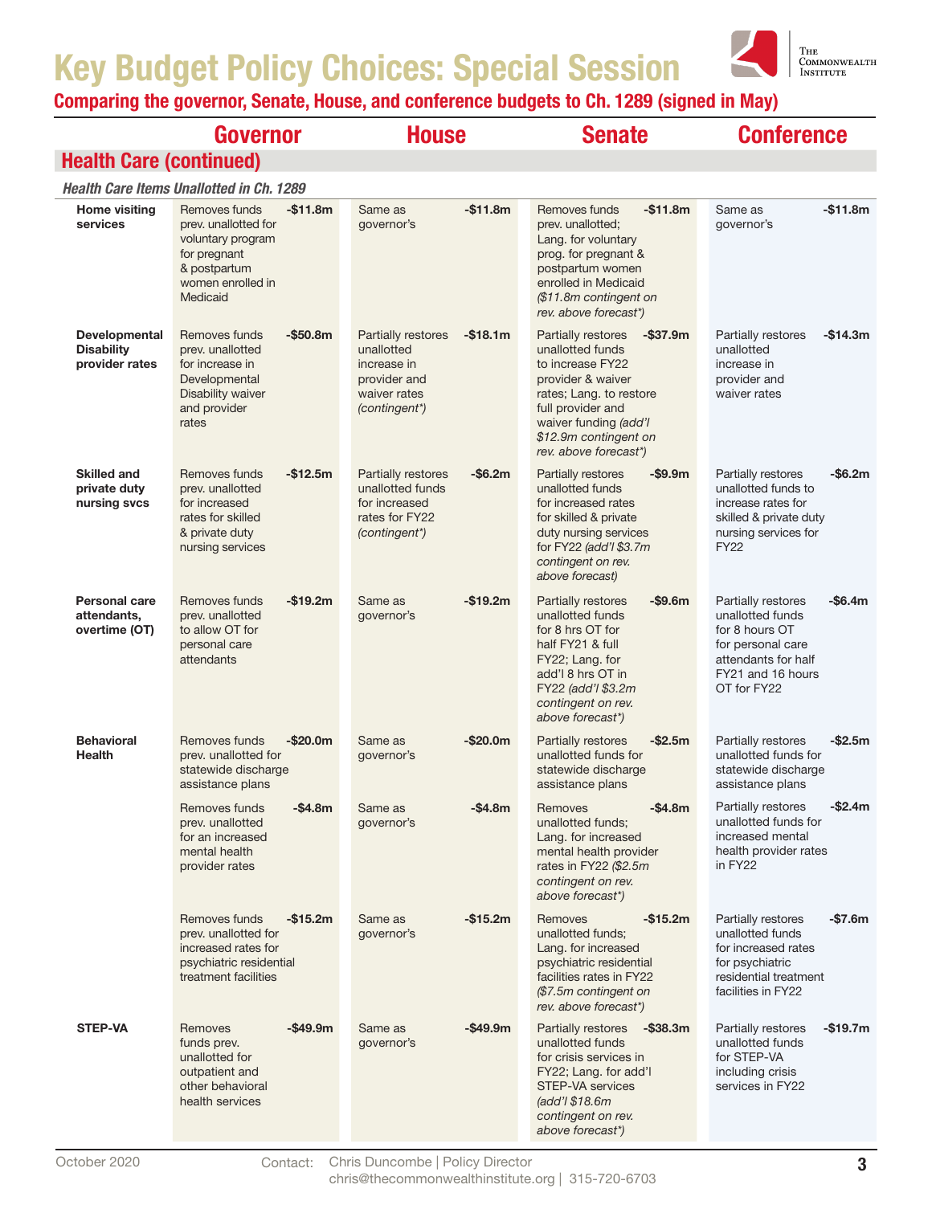# Key Budget Policy Choices: Special Session

**Comparing the governor, Senate, House, and conference budgets to Ch. 1289 (signed in May)**

## Health Care (continued)

*Health Care Items Unallotted in Ch. 1289*

| | Governor | | House | | Senate | | Conference | |
|---|---|---|---|---|---|---|---|---|
| **Home visiting services** | Removes funds prev. unallotted for voluntary program for pregnant & postpartum women enrolled in Medicaid | -$11.8m | Same as governor's | -$11.8m | Removes funds prev. unallotted; Lang. for voluntary prog. for pregnant & postpartum women enrolled in Medicaid *($11.8m contingent on rev. above forecast*)* | -$11.8m | Same as governor's | -$11.8m |
| **Developmental Disability provider rates** | Removes funds prev. unallotted for increase in Developmental Disability waiver and provider rates | -$50.8m | Partially restores unallotted increase in provider and waiver rates *(contingent*)* | -$18.1m | Partially restores unallotted funds to increase FY22 provider & waiver rates; Lang. to restore full provider and waiver funding *(add'l $12.9m contingent on rev. above forecast*)* | -$37.9m | Partially restores unallotted increase in provider and waiver rates | -$14.3m |
| **Skilled and private duty nursing svcs** | Removes funds prev. unallotted for increased rates for skilled & private duty nursing services | -$12.5m | Partially restores unallotted funds for increased rates for FY22 *(contingent*)* | -$6.2m | Partially restores unallotted funds for increased rates for skilled & private duty nursing services for FY22 *(add'l $3.7m contingent on rev. above forecast)* | -$9.9m | Partially restores unallotted funds to increase rates for skilled & private duty nursing services for FY22 | -$6.2m |
| **Personal care attendants, overtime (OT)** | Removes funds prev. unallotted to allow OT for personal care attendants | -$19.2m | Same as governor's | -$19.2m | Partially restores unallotted funds for 8 hrs OT for half FY21 & full FY22; Lang. for add'l 8 hrs OT in FY22 *(add'l $3.2m contingent on rev. above forecast*)* | -$9.6m | Partially restores unallotted funds for 8 hours OT for personal care attendants for half FY21 and 16 hours OT for FY22 | -$6.4m |
| **Behavioral Health** | Removes funds prev. unallotted for statewide discharge assistance plans | -$20.0m | Same as governor's | -$20.0m | Partially restores unallotted funds for statewide discharge assistance plans | -$2.5m | Partially restores unallotted funds for statewide discharge assistance plans | -$2.5m |
| | Removes funds prev. unallotted for an increased mental health provider rates | -$4.8m | Same as governor's | -$4.8m | Removes unallotted funds; Lang. for increased mental health provider rates in FY22 *($2.5m contingent on rev. above forecast*)* | -$4.8m | Partially restores unallotted funds for increased mental health provider rates in FY22 | -$2.4m |
| | Removes funds prev. unallotted for increased rates for psychiatric residential treatment facilities | -$15.2m | Same as governor's | -$15.2m | Removes unallotted funds; Lang. for increased psychiatric residential facilities rates in FY22 *($7.5m contingent on rev. above forecast*)* | -$15.2m | Partially restores unallotted funds for increased rates for psychiatric residential treatment facilities in FY22 | -$7.6m |
| **STEP-VA** | Removes funds prev. unallotted for outpatient and other behavioral health services | -$49.9m | Same as governor's | -$49.9m | Partially restores unallotted funds for crisis services in FY22; Lang. for add'l STEP-VA services *(add'l $18.6m contingent on rev. above forecast*)* | -$38.3m | Partially restores unallotted funds for STEP-VA including crisis services in FY22 | -$19.7m |

October 2020 Contact: Chris Duncombe | Policy Director chris@thecommonwealthinstitute.org | 315-720-6703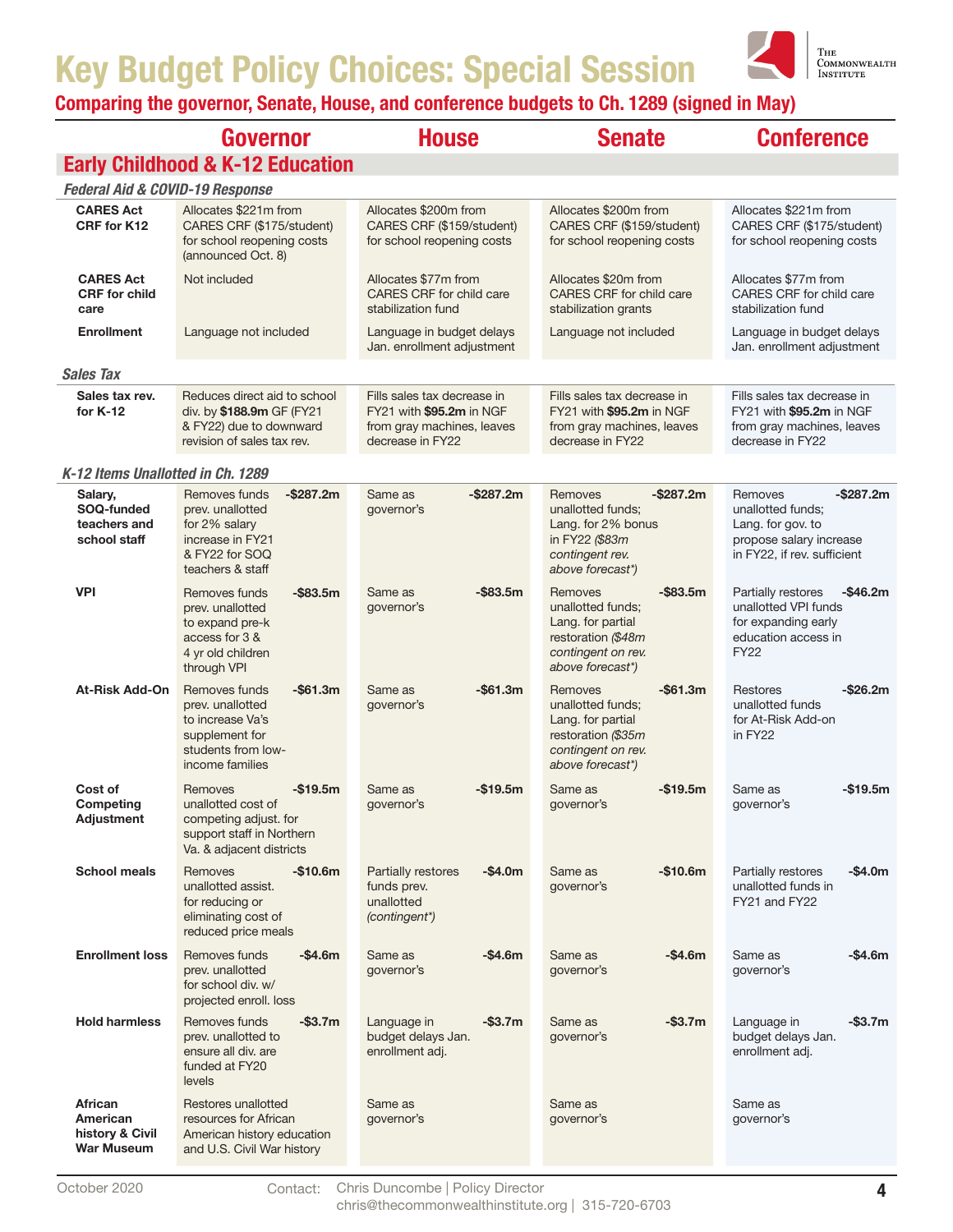# Key Budget Policy Choices: Special Session

**Comparing the governor, Senate, House, and conference budgets to Ch. 1289 (signed in May)**

## Early Childhood & K-12 Education

| | Governor | House | Senate | Conference |
|---|---|---|---|---|
| ***Federal Aid & COVID-19 Response*** | | | | |
| **CARES Act CRF for K12** | Allocates $221m from CARES CRF ($175/student) for school reopening costs (announced Oct. 8) | Allocates $200m from CARES CRF ($159/student) for school reopening costs | Allocates $200m from CARES CRF ($159/student) for school reopening costs | Allocates $221m from CARES CRF ($175/student) for school reopening costs |
| **CARES Act CRF for child care** | Not included | Allocates $77m from CARES CRF for child care stabilization fund | Allocates $20m from CARES CRF for child care stabilization grants | Allocates $77m from CARES CRF for child care stabilization fund |
| **Enrollment** | Language not included | Language in budget delays Jan. enrollment adjustment | Language not included | Language in budget delays Jan. enrollment adjustment |
| ***Sales Tax*** | | | | |
| **Sales tax rev. for K-12** | Reduces direct aid to school div. by **$188.9m** GF (FY21 & FY22) due to downward revision of sales tax rev. | Fills sales tax decrease in FY21 with **$95.2m** in NGF from gray machines, leaves decrease in FY22 | Fills sales tax decrease in FY21 with **$95.2m** in NGF from gray machines, leaves decrease in FY22 | Fills sales tax decrease in FY21 with **$95.2m** in NGF from gray machines, leaves decrease in FY22 |
| ***K-12 Items Unallotted in Ch. 1289*** | | | | |
| **Salary, SOQ-funded teachers and school staff** | Removes funds prev. unallotted for 2% salary increase in FY21 & FY22 for SOQ teachers & staff **-$287.2m** | Same as governor's **-$287.2m** | Removes unallotted funds; Lang. for 2% bonus in FY22 *($83m contingent rev. above forecast*)* **-$287.2m** | Removes unallotted funds; Lang. for gov. to propose salary increase in FY22, if rev. sufficient **-$287.2m** |
| **VPI** | Removes funds prev. unallotted to expand pre-k access for 3 & 4 yr old children through VPI **-$83.5m** | Same as governor's **-$83.5m** | Removes unallotted funds; Lang. for partial restoration *($48m contingent on rev. above forecast*)* **-$83.5m** | Partially restores unallotted VPI funds for expanding early education access in FY22 **-$46.2m** |
| **At-Risk Add-On** | Removes funds prev. unallotted to increase Va's supplement for students from low-income families **-$61.3m** | Same as governor's **-$61.3m** | Removes unallotted funds; Lang. for partial restoration *($35m contingent on rev. above forecast*)* **-$61.3m** | Restores unallotted funds for At-Risk Add-on in FY22 **-$26.2m** |
| **Cost of Competing Adjustment** | Removes unallotted cost of competing adjust. for support staff in Northern Va. & adjacent districts **-$19.5m** | Same as governor's **-$19.5m** | Same as governor's **-$19.5m** | Same as governor's **-$19.5m** |
| **School meals** | Removes unallotted assist. for reducing or eliminating cost of reduced price meals **-$10.6m** | Partially restores funds prev. unallotted *(contingent*)* **-$4.0m** | Same as governor's **-$10.6m** | Partially restores unallotted funds in FY21 and FY22 **-$4.0m** |
| **Enrollment loss** | Removes funds prev. unallotted for school div. w/ projected enroll. loss **-$4.6m** | Same as governor's **-$4.6m** | Same as governor's **-$4.6m** | Same as governor's **-$4.6m** |
| **Hold harmless** | Removes funds prev. unallotted to ensure all div. are funded at FY20 levels **-$3.7m** | Language in budget delays Jan. enrollment adj. **-$3.7m** | Same as governor's **-$3.7m** | Language in budget delays Jan. enrollment adj. **-$3.7m** |
| **African American history & Civil War Museum** | Restores unallotted resources for African American history education and U.S. Civil War history | Same as governor's | Same as governor's | Same as governor's |

October 2020 Contact: Chris Duncombe | Policy Director chris@thecommonwealthinstitute.org | 315-720-6703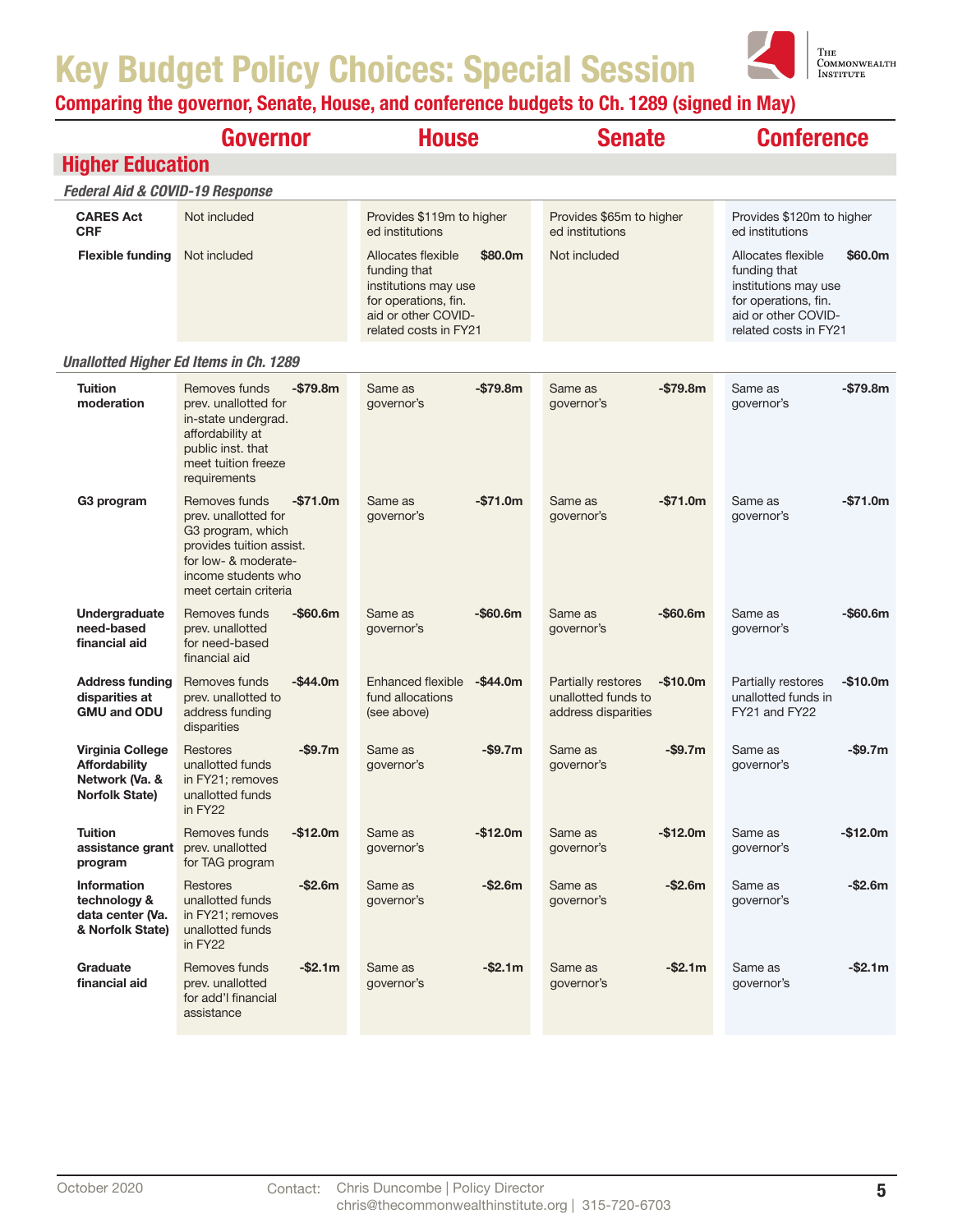# Key Budget Policy Choices: Special Session

**Comparing the governor, Senate, House, and conference budgets to Ch. 1289 (signed in May)**

## Higher Education

| | Governor | | House | | Senate | | Conference | |
|---|---|---|---|---|---|---|---|---|
| ***Federal Aid & COVID-19 Response*** | | | | | | | | |
| **CARES Act CRF** | Not included | | Provides $119m to higher ed institutions | | Provides $65m to higher ed institutions | | Provides $120m to higher ed institutions | |
| **Flexible funding** | Not included | | Allocates flexible funding that institutions may use for operations, fin. aid or other COVID-related costs in FY21 | **$80.0m** | Not included | | Allocates flexible funding that institutions may use for operations, fin. aid or other COVID-related costs in FY21 | **$60.0m** |
| ***Unallotted Higher Ed Items in Ch. 1289*** | | | | | | | | |
| **Tuition moderation** | Removes funds prev. unallotted for in-state undergrad. affordability at public inst. that meet tuition freeze requirements | **-$79.8m** | Same as governor's | **-$79.8m** | Same as governor's | **-$79.8m** | Same as governor's | **-$79.8m** |
| **G3 program** | Removes funds prev. unallotted for G3 program, which provides tuition assist. for low- & moderate-income students who meet certain criteria | **-$71.0m** | Same as governor's | **-$71.0m** | Same as governor's | **-$71.0m** | Same as governor's | **-$71.0m** |
| **Undergraduate need-based financial aid** | Removes funds prev. unallotted for need-based financial aid | **-$60.6m** | Same as governor's | **-$60.6m** | Same as governor's | **-$60.6m** | Same as governor's | **-$60.6m** |
| **Address funding disparities at GMU and ODU** | Removes funds prev. unallotted to address funding disparities | **-$44.0m** | Enhanced flexible fund allocations (see above) | **-$44.0m** | Partially restores unallotted funds to address disparities | **-$10.0m** | Partially restores unallotted funds in FY21 and FY22 | **-$10.0m** |
| **Virginia College Affordability Network (Va. & Norfolk State)** | Restores unallotted funds in FY21; removes unallotted funds in FY22 | **-$9.7m** | Same as governor's | **-$9.7m** | Same as governor's | **-$9.7m** | Same as governor's | **-$9.7m** |
| **Tuition assistance grant program** | Removes funds prev. unallotted for TAG program | **-$12.0m** | Same as governor's | **-$12.0m** | Same as governor's | **-$12.0m** | Same as governor's | **-$12.0m** |
| **Information technology & data center (Va. & Norfolk State)** | Restores unallotted funds in FY21; removes unallotted funds in FY22 | **-$2.6m** | Same as governor's | **-$2.6m** | Same as governor's | **-$2.6m** | Same as governor's | **-$2.6m** |
| **Graduate financial aid** | Removes funds prev. unallotted for add'l financial assistance | **-$2.1m** | Same as governor's | **-$2.1m** | Same as governor's | **-$2.1m** | Same as governor's | **-$2.1m** |

October 2020 Contact: Chris Duncombe | Policy Director chris@thecommonwealthinstitute.org | 315-720-6703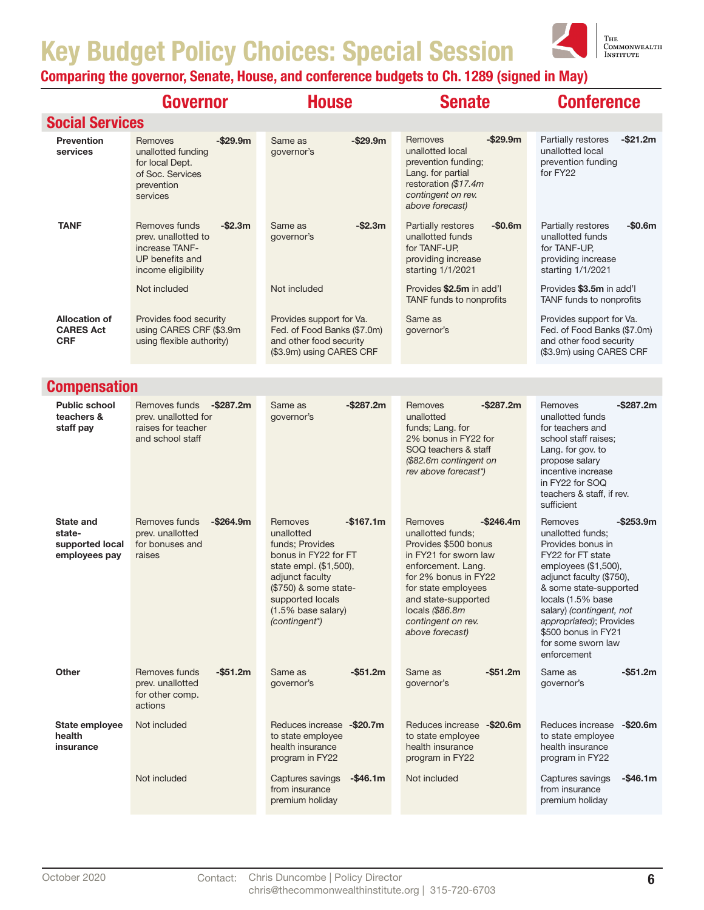# Key Budget Policy Choices: Special Session

**Comparing the governor, Senate, House, and conference budgets to Ch. 1289 (signed in May)**

| | Governor | House | Senate | Conference |
|---|---|---|---|---|
| **Social Services** | | | | |
| **Prevention services** | Removes unallotted funding for local Dept. of Soc. Services prevention services **-$29.9m** | Same as governor's **-$29.9m** | Removes unallotted local prevention funding; Lang. for partial restoration *($17.4m contingent on rev. above forecast)* **-$29.9m** | Partially restores unallotted local prevention funding for FY22 **-$21.2m** |
| **TANF** | Removes funds prev. unallotted to increase TANF-UP benefits and income eligibility **-$2.3m** | Same as governor's **-$2.3m** | Partially restores unallotted funds for TANF-UP, providing increase starting 1/1/2021 **-$0.6m** | Partially restores unallotted funds for TANF-UP, providing increase starting 1/1/2021 **-$0.6m** |
| | Not included | Not included | Provides **$2.5m** in add'l TANF funds to nonprofits | Provides **$3.5m** in add'l TANF funds to nonprofits |
| **Allocation of CARES Act CRF** | Provides food security using CARES CRF ($3.9m using flexible authority) | Provides support for Va. Fed. of Food Banks ($7.0m) and other food security ($3.9m) using CARES CRF | Same as governor's | Provides support for Va. Fed. of Food Banks ($7.0m) and other food security ($3.9m) using CARES CRF |
| **Compensation** | | | | |
| **Public school teachers & staff pay** | Removes funds prev. unallotted for raises for teacher and school staff **-$287.2m** | Same as governor's **-$287.2m** | Removes unallotted funds; Lang. for 2% bonus in FY22 for SOQ teachers & staff *($82.6m contingent on rev above forecast*)* **-$287.2m** | Removes unallotted funds for teachers and school staff raises; Lang. for gov. to propose salary incentive increase in FY22 for SOQ teachers & staff, if rev. sufficient **-$287.2m** |
| **State and state-supported local employees pay** | Removes funds prev. unallotted for bonuses and raises **-$264.9m** | Removes unallotted funds; Provides bonus in FY22 for FT state empl. ($1,500), adjunct faculty ($750) & some state-supported locals (1.5% base salary) *(contingent*)* **-$167.1m** | Removes unallotted funds; Provides $500 bonus in FY21 for sworn law enforcement. Lang. for 2% bonus in FY22 for state employees and state-supported locals *($86.8m contingent on rev. above forecast)* **-$246.4m** | Removes unallotted funds; Provides bonus in FY22 for FT state employees ($1,500), adjunct faculty ($750), & some state-supported locals (1.5% base salary) *(contingent, not appropriated)*; Provides $500 bonus in FY21 for some sworn law enforcement **-$253.9m** |
| **Other** | Removes funds prev. unallotted for other comp. actions **-$51.2m** | Same as governor's **-$51.2m** | Same as governor's **-$51.2m** | Same as governor's **-$51.2m** |
| **State employee health insurance** | Not included | Reduces increase to state employee health insurance program in FY22 **-$20.7m** | Reduces increase to state employee health insurance program in FY22 **-$20.6m** | Reduces increase to state employee health insurance program in FY22 **-$20.6m** |
| | Not included | Captures savings from insurance premium holiday **-$46.1m** | Not included | Captures savings from insurance premium holiday **-$46.1m** |

October 2020 Contact: Chris Duncombe | Policy Director chris@thecommonwealthinstitute.org | 315-720-6703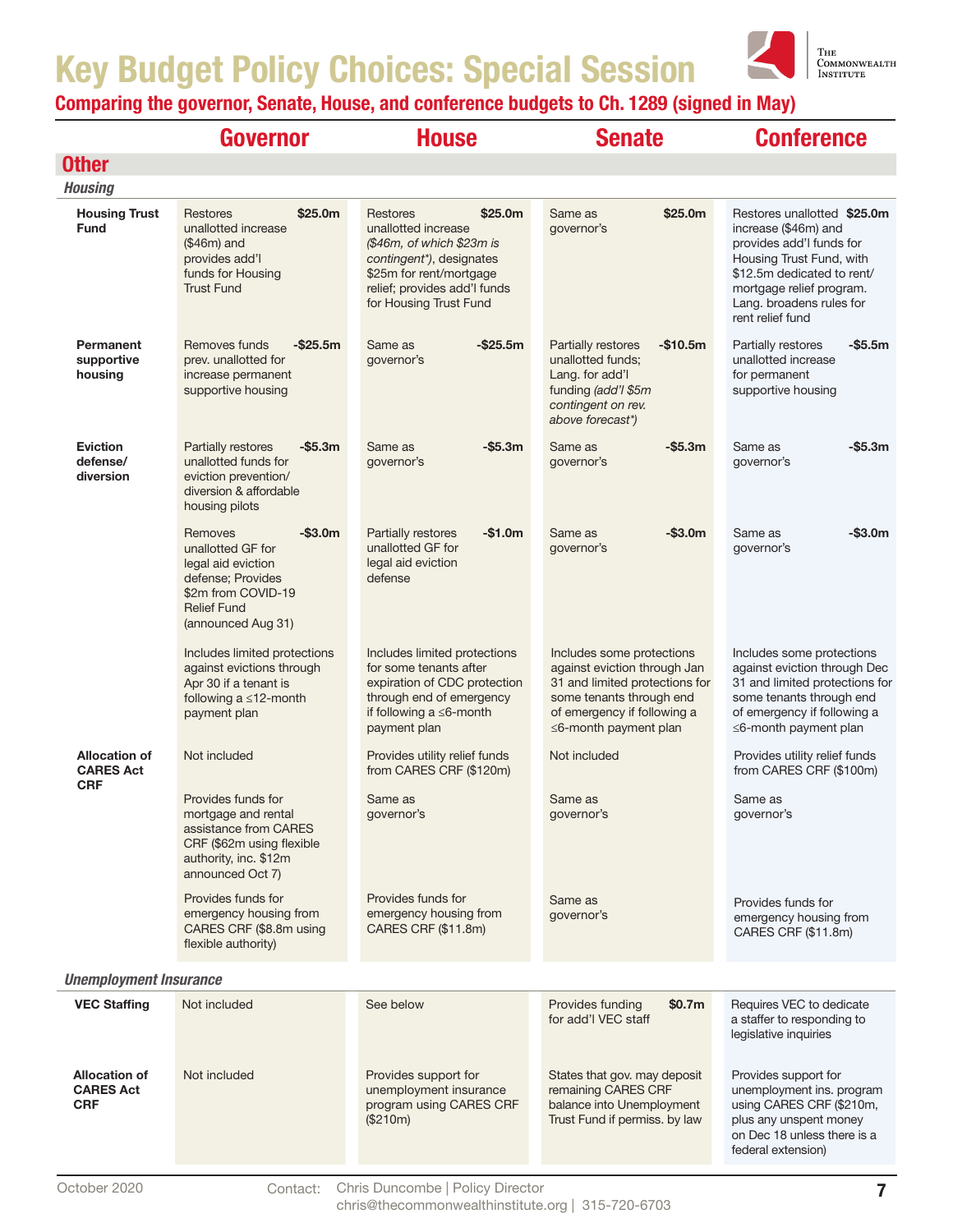# Key Budget Policy Choices: Special Session

**Comparing the governor, Senate, House, and conference budgets to Ch. 1289 (signed in May)**

## Other

### *Housing*

| | Governor | | House | | Senate | | Conference | |
|---|---|---|---|---|---|---|---|---|
| **Housing Trust Fund** | Restores unallotted increase ($46m) and provides add'l funds for Housing Trust Fund | **$25.0m** | Restores unallotted increase *($46m, of which $23m is contingent*)*, designates $25m for rent/mortgage relief; provides add'l funds for Housing Trust Fund | **$25.0m** | Same as governor's | **$25.0m** | Restores unallotted increase ($46m) and provides add'l funds for Housing Trust Fund, with $12.5m dedicated to rent/mortgage relief program. Lang. broadens rules for rent relief fund | **$25.0m** |
| **Permanent supportive housing** | Removes funds prev. unallotted for increase permanent supportive housing | **-$25.5m** | Same as governor's | **-$25.5m** | Partially restores unallotted funds; Lang. for add'l funding *(add'l $5m contingent on rev. above forecast*)* | **-$10.5m** | Partially restores unallotted increase for permanent supportive housing | **-$5.5m** |
| **Eviction defense/ diversion** | Partially restores unallotted funds for eviction prevention/ diversion & affordable housing pilots | **-$5.3m** | Same as governor's | **-$5.3m** | Same as governor's | **-$5.3m** | Same as governor's | **-$5.3m** |
| | Removes unallotted GF for legal aid eviction defense; Provides $2m from COVID-19 Relief Fund (announced Aug 31) | **-$3.0m** | Partially restores unallotted GF for legal aid eviction defense | **-$1.0m** | Same as governor's | **-$3.0m** | Same as governor's | **-$3.0m** |
| | Includes limited protections against evictions through Apr 30 if a tenant is following a ≤12-month payment plan | | Includes limited protections for some tenants after expiration of CDC protection through end of emergency if following a ≤6-month payment plan | | Includes some protections against eviction through Jan 31 and limited protections for some tenants through end of emergency if following a ≤6-month payment plan | | Includes some protections against eviction through Dec 31 and limited protections for some tenants through end of emergency if following a ≤6-month payment plan | |
| **Allocation of CARES Act CRF** | Not included | | Provides utility relief funds from CARES CRF ($120m) | | Not included | | Provides utility relief funds from CARES CRF ($100m) | |
| | Provides funds for mortgage and rental assistance from CARES CRF ($62m using flexible authority, inc. $12m announced Oct 7) | | Same as governor's | | Same as governor's | | Same as governor's | |
| | Provides funds for emergency housing from CARES CRF ($8.8m using flexible authority) | | Provides funds for emergency housing from CARES CRF ($11.8m) | | Same as governor's | | Provides funds for emergency housing from CARES CRF ($11.8m) | |

### *Unemployment Insurance*

| | Governor | | House | | Senate | | Conference | |
|---|---|---|---|---|---|---|---|---|
| **VEC Staffing** | Not included | | See below | | Provides funding for add'l VEC staff | **$0.7m** | Requires VEC to dedicate a staffer to responding to legislative inquiries | |
| **Allocation of CARES Act CRF** | Not included | | Provides support for unemployment insurance program using CARES CRF ($210m) | | States that gov. may deposit remaining CARES CRF balance into Unemployment Trust Fund if permiss. by law | | Provides support for unemployment ins. program using CARES CRF ($210m, plus any unspent money on Dec 18 unless there is a federal extension) | |

October 2020 Contact: Chris Duncombe | Policy Director chris@thecommonwealthinstitute.org | 315-720-6703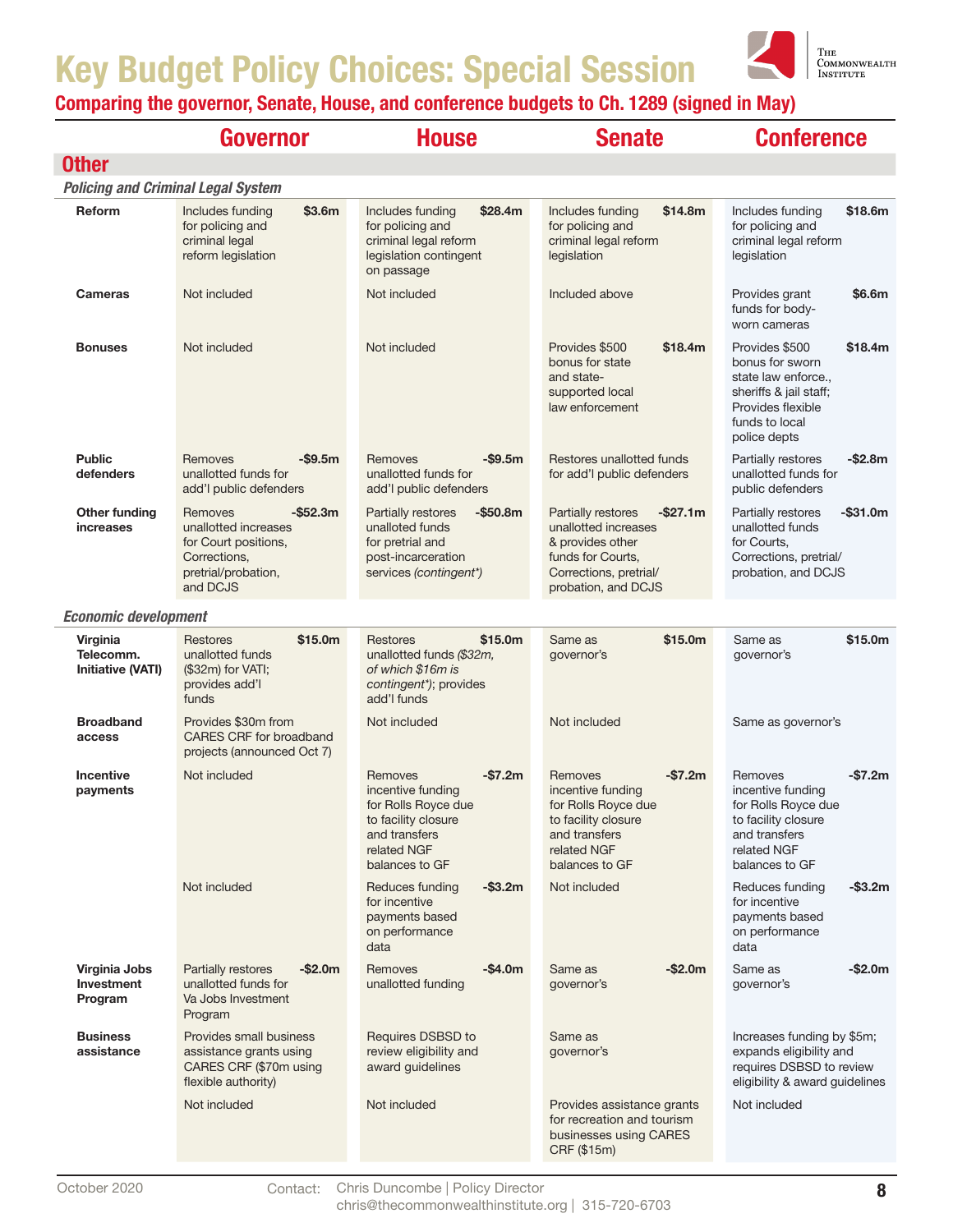# Key Budget Policy Choices: Special Session

**Comparing the governor, Senate, House, and conference budgets to Ch. 1289 (signed in May)**

## Other

### *Policing and Criminal Legal System*

| | Governor | | House | | Senate | | Conference | |
|---|---|---|---|---|---|---|---|---|
| **Reform** | Includes funding for policing and criminal legal reform legislation | $3.6m | Includes funding for policing and criminal legal reform legislation contingent on passage | $28.4m | Includes funding for policing and criminal legal reform legislation | $14.8m | Includes funding for policing and criminal legal reform legislation | $18.6m |
| **Cameras** | Not included | | Not included | | Included above | | Provides grant funds for body-worn cameras | $6.6m |
| **Bonuses** | Not included | | Not included | | Provides $500 bonus for state and state-supported local law enforcement | $18.4m | Provides $500 bonus for sworn state law enforce., sheriffs & jail staff; Provides flexible funds to local police depts | $18.4m |
| **Public defenders** | Removes unallotted funds for add'l public defenders | -$9.5m | Removes unallotted funds for add'l public defenders | -$9.5m | Restores unallotted funds for add'l public defenders | | Partially restores unallotted funds for public defenders | -$2.8m |
| **Other funding increases** | Removes unallotted increases for Court positions, Corrections, pretrial/probation, and DCJS | -$52.3m | Partially restores unalloted funds for pretrial and post-incarceration services *(contingent*)* | -$50.8m | Partially restores unallotted increases & provides other funds for Courts, Corrections, pretrial/probation, and DCJS | -$27.1m | Partially restores unallotted funds for Courts, Corrections, pretrial/probation, and DCJS | -$31.0m |

### *Economic development*

| | Governor | | House | | Senate | | Conference | |
|---|---|---|---|---|---|---|---|---|
| **Virginia Telecomm. Initiative (VATI)** | Restores unallotted funds ($32m) for VATI; provides add'l funds | $15.0m | Restores unallotted funds *($32m, of which $16m is contingent*)*; provides add'l funds | $15.0m | Same as governor's | $15.0m | Same as governor's | $15.0m |
| **Broadband access** | Provides $30m from CARES CRF for broadband projects (announced Oct 7) | | Not included | | Not included | | Same as governor's | |
| **Incentive payments** | Not included | | Removes incentive funding for Rolls Royce due to facility closure and transfers related NGF balances to GF | -$7.2m | Removes incentive funding for Rolls Royce due to facility closure and transfers related NGF balances to GF | -$7.2m | Removes incentive funding for Rolls Royce due to facility closure and transfers related NGF balances to GF | -$7.2m |
| | Not included | | Reduces funding for incentive payments based on performance data | -$3.2m | Not included | | Reduces funding for incentive payments based on performance data | -$3.2m |
| **Virginia Jobs Investment Program** | Partially restores unallotted funds for Va Jobs Investment Program | -$2.0m | Removes unallotted funding | -$4.0m | Same as governor's | -$2.0m | Same as governor's | -$2.0m |
| **Business assistance** | Provides small business assistance grants using CARES CRF ($70m using flexible authority) | | Requires DSBSD to review eligibility and award guidelines | | Same as governor's | | Increases funding by $5m; expands eligibility and requires DSBSD to review eligibility & award guidelines | |
| | Not included | | Not included | | Provides assistance grants for recreation and tourism businesses using CARES CRF ($15m) | | Not included | |

October 2020 Contact: Chris Duncombe | Policy Director chris@thecommonwealthinstitute.org | 315-720-6703